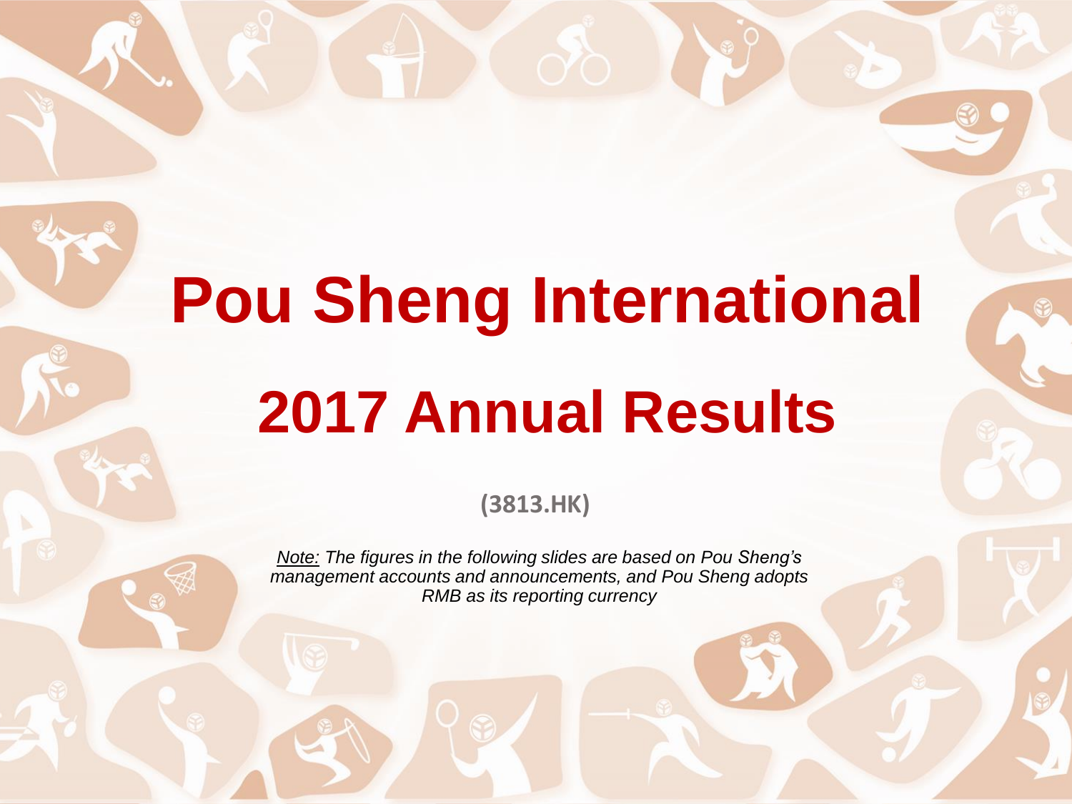# Pou Sheng International

# 2017 Annual Results

**(3813.HK)**

*Note: The figures in the following slides are based on Pou Sheng's management accounts and announcements, and Pou Sheng adopts RMB as its reporting currency*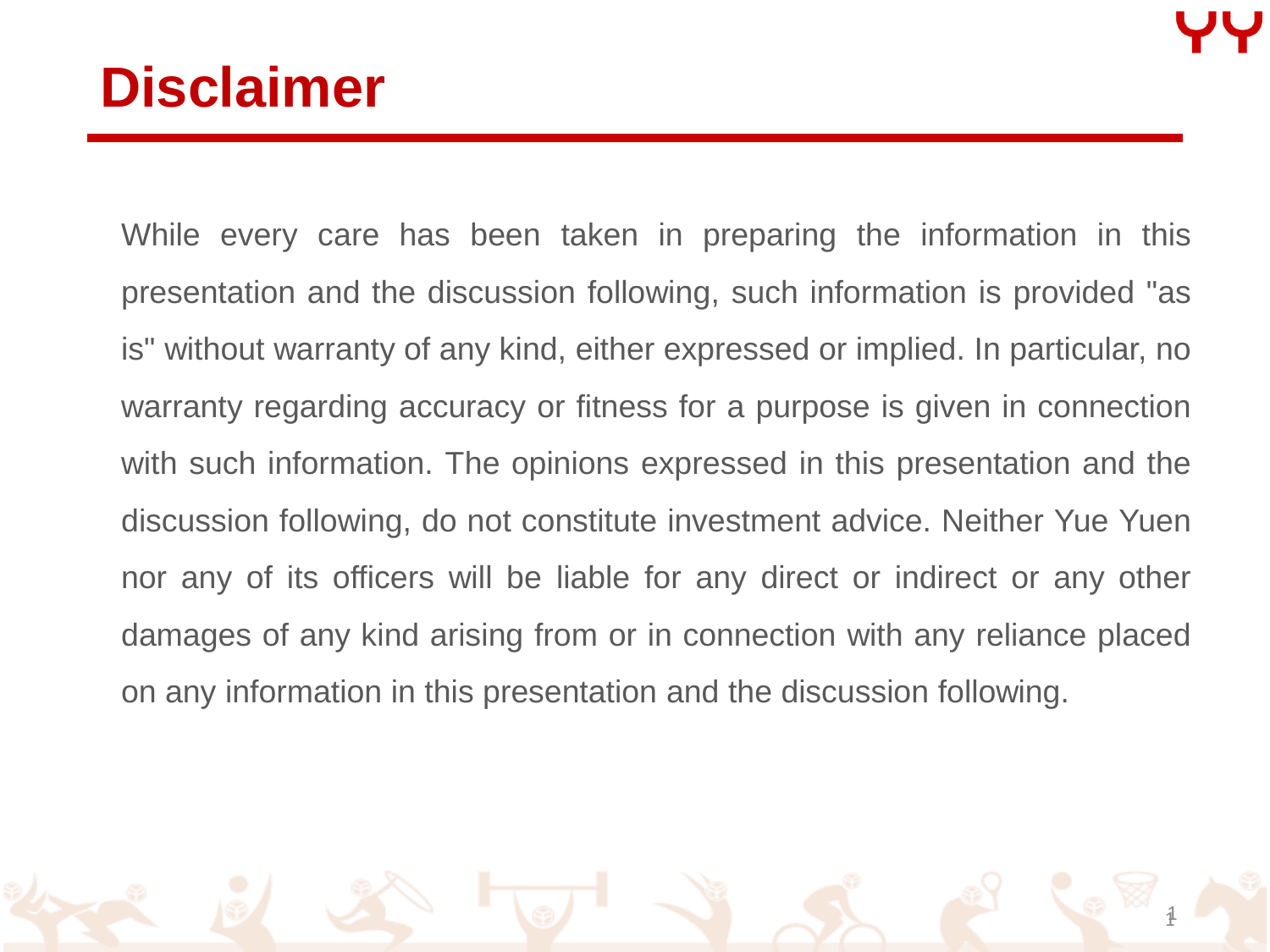# Disclaimer

While every care has been taken in preparing the information in this presentation and the discussion following, such information is provided "as is" without warranty of any kind, either expressed or implied. In particular, no warranty regarding accuracy or fitness for a purpose is given in connection with such information. The opinions expressed in this presentation and the discussion following, do not constitute investment advice. Neither Yue Yuen nor any of its officers will be liable for any direct or indirect or any other damages of any kind arising from or in connection with any reliance placed on any information in this presentation and the discussion following.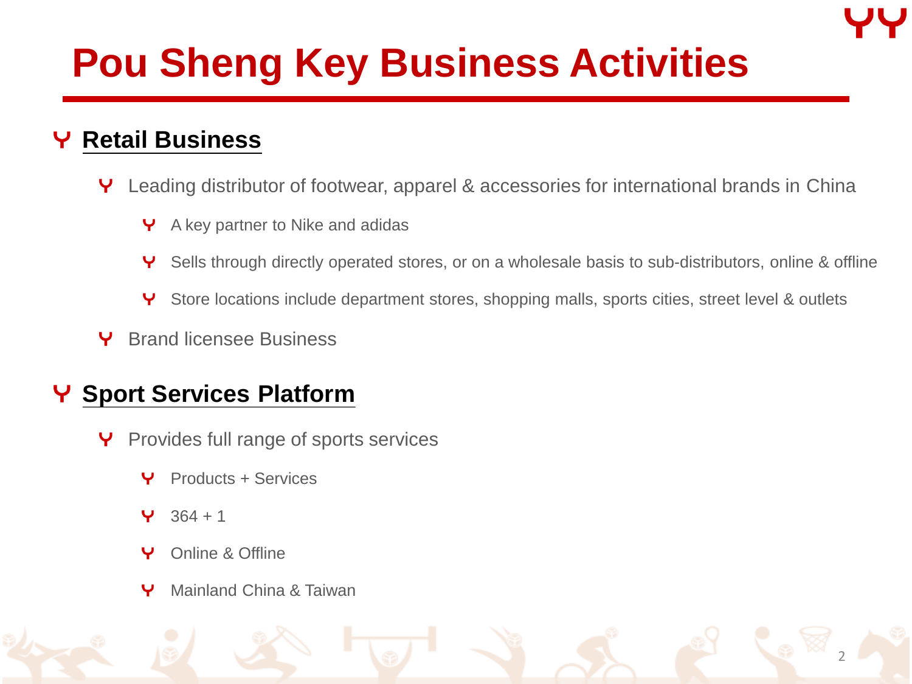# Pou Sheng Key Business Activities

## Retail Business

- Leading distributor of footwear, apparel & accessories for international brands in China
  - A key partner to Nike and adidas
  - Sells through directly operated stores, or on a wholesale basis to sub-distributors, online & offline
  - Store locations include department stores, shopping malls, sports cities, street level & outlets
- Brand licensee Business

## Sport Services Platform

- Provides full range of sports services
  - Products + Services
  - 364 + 1
  - Online & Offline
  - Mainland China & Taiwan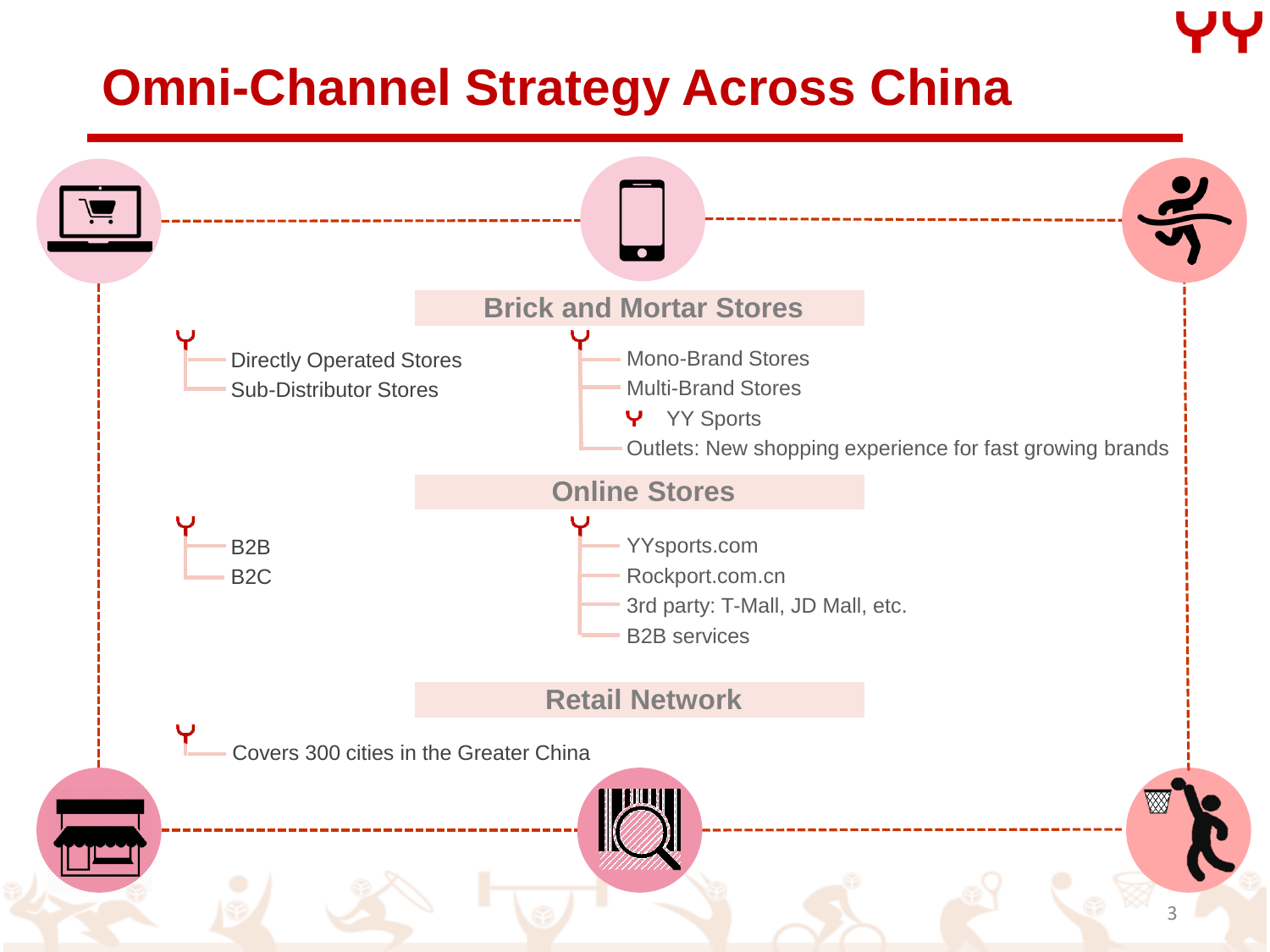# Omni-Channel Strategy Across China

## Brick and Mortar Stores

- Directly Operated Stores
- Sub-Distributor Stores

- Mono-Brand Stores
- Multi-Brand Stores
  - YY Sports
- Outlets: New shopping experience for fast growing brands

## Online Stores

- B2B
- B2C

- YYsports.com
- Rockport.com.cn
- 3rd party: T-Mall, JD Mall, etc.
- B2B services

## Retail Network

- Covers 300 cities in the Greater China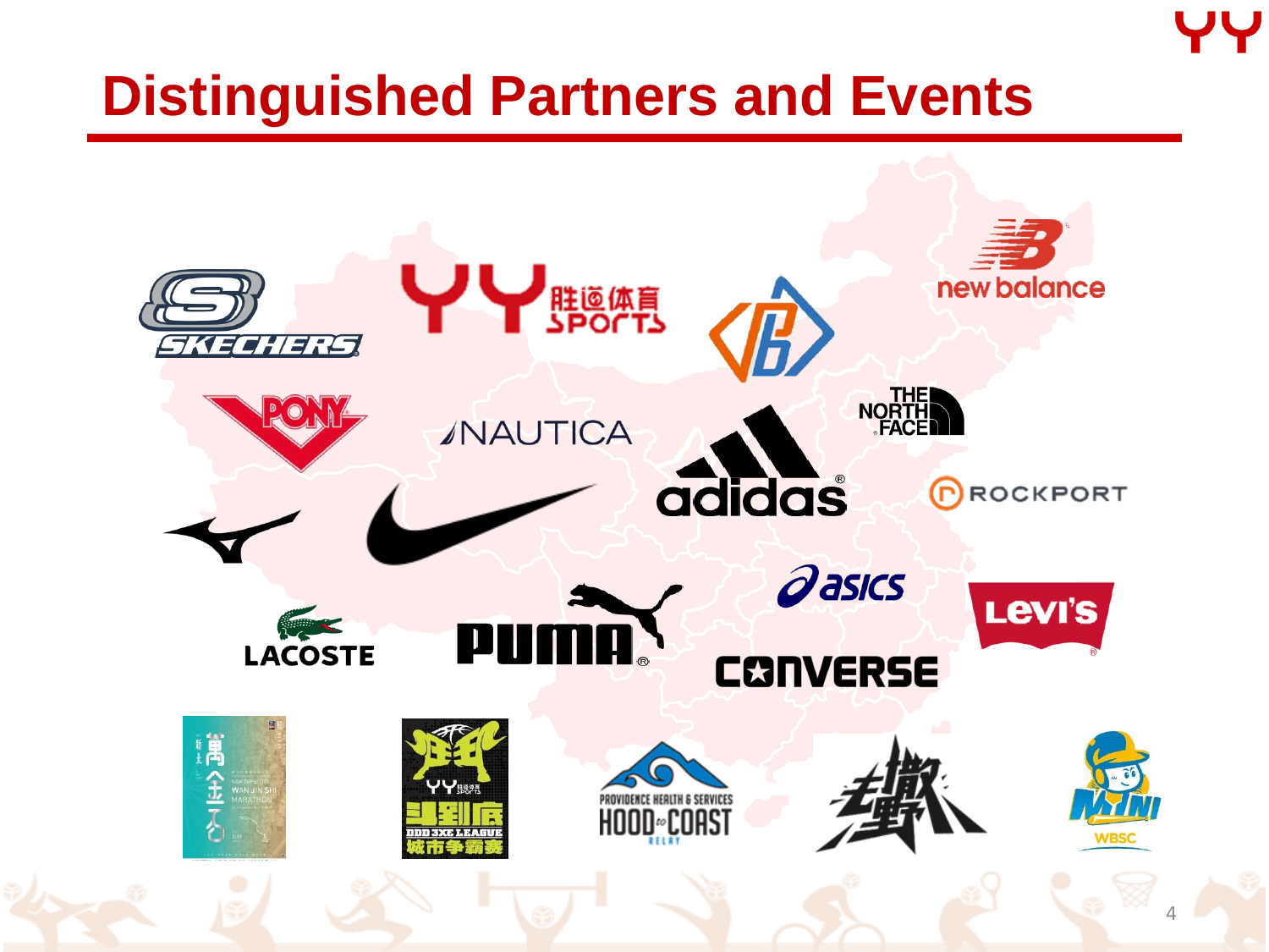# Distinguished Partners and Events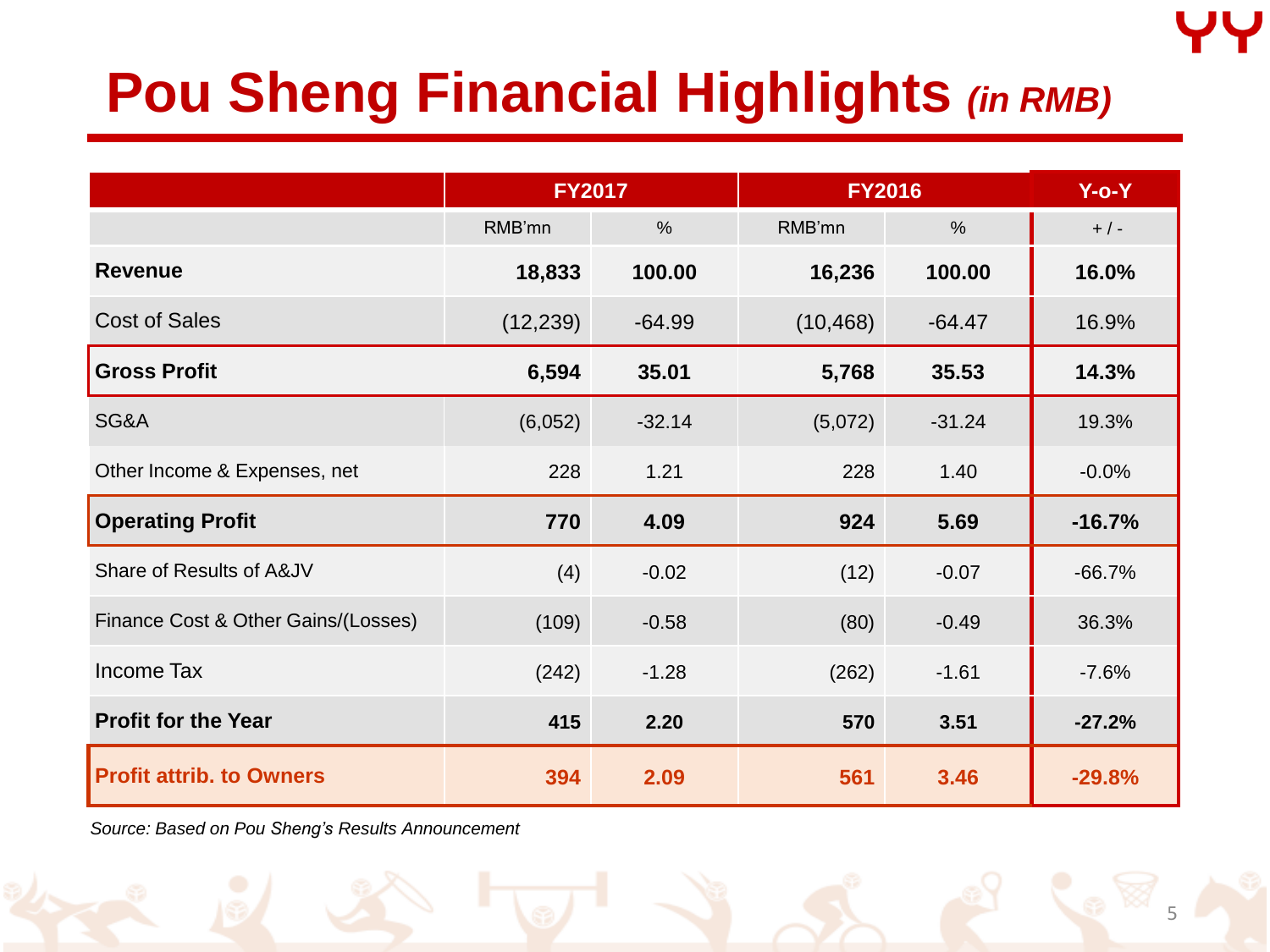# Pou Sheng Financial Highlights *(in RMB)*

| | FY2017 | | FY2016 | | Y-o-Y |
|---|---|---|---|---|---|
| | RMB'mn | % | RMB'mn | % | + / - |
| **Revenue** | **18,833** | **100.00** | **16,236** | **100.00** | **16.0%** |
| Cost of Sales | (12,239) | -64.99 | (10,468) | -64.47 | 16.9% |
| **Gross Profit** | **6,594** | **35.01** | **5,768** | **35.53** | **14.3%** |
| SG&A | (6,052) | -32.14 | (5,072) | -31.24 | 19.3% |
| Other Income & Expenses, net | 228 | 1.21 | 228 | 1.40 | -0.0% |
| **Operating Profit** | **770** | **4.09** | **924** | **5.69** | **-16.7%** |
| Share of Results of A&JV | (4) | -0.02 | (12) | -0.07 | -66.7% |
| Finance Cost & Other Gains/(Losses) | (109) | -0.58 | (80) | -0.49 | 36.3% |
| Income Tax | (242) | -1.28 | (262) | -1.61 | -7.6% |
| **Profit for the Year** | **415** | **2.20** | **570** | **3.51** | **-27.2%** |
| **Profit attrib. to Owners** | **394** | **2.09** | **561** | **3.46** | **-29.8%** |

*Source: Based on Pou Sheng's Results Announcement*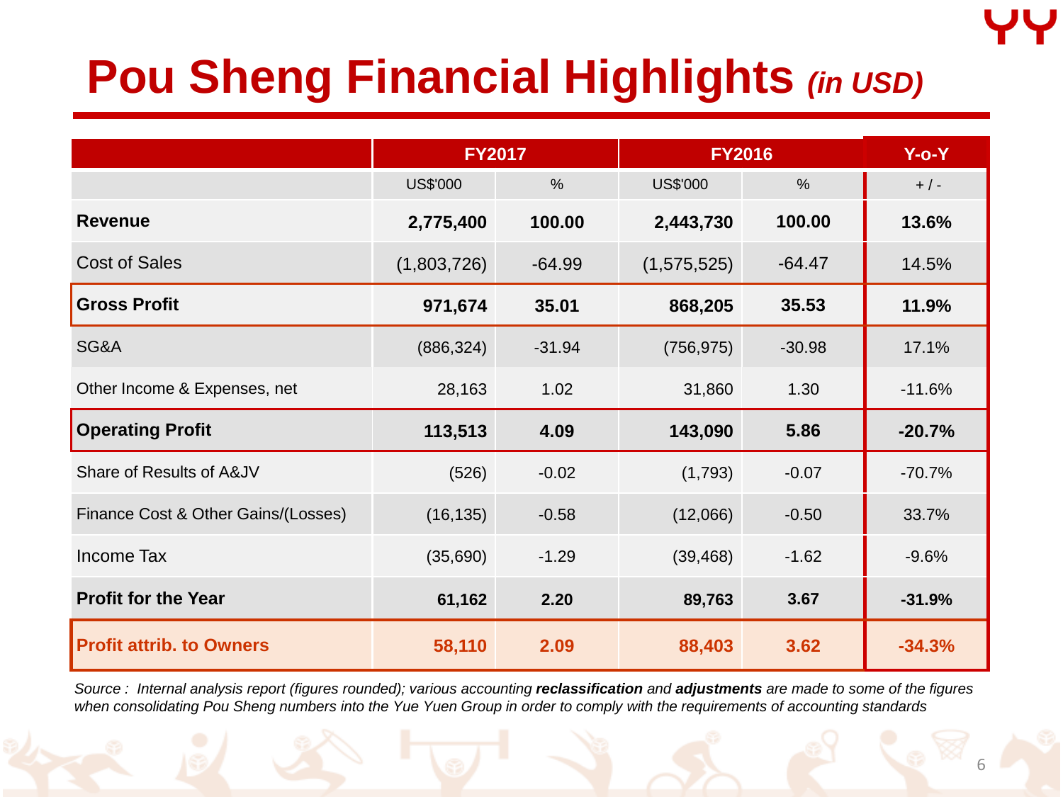# Pou Sheng Financial Highlights *(in USD)*

| | FY2017 | | FY2016 | | Y-o-Y |
|---|---|---|---|---|---|
| | US$'000 | % | US$'000 | % | + / - |
| **Revenue** | **2,775,400** | **100.00** | **2,443,730** | **100.00** | **13.6%** |
| Cost of Sales | (1,803,726) | -64.99 | (1,575,525) | -64.47 | 14.5% |
| **Gross Profit** | **971,674** | **35.01** | **868,205** | **35.53** | **11.9%** |
| SG&A | (886,324) | -31.94 | (756,975) | -30.98 | 17.1% |
| Other Income & Expenses, net | 28,163 | 1.02 | 31,860 | 1.30 | -11.6% |
| **Operating Profit** | **113,513** | **4.09** | **143,090** | **5.86** | **-20.7%** |
| Share of Results of A&JV | (526) | -0.02 | (1,793) | -0.07 | -70.7% |
| Finance Cost & Other Gains/(Losses) | (16,135) | -0.58 | (12,066) | -0.50 | 33.7% |
| Income Tax | (35,690) | -1.29 | (39,468) | -1.62 | -9.6% |
| **Profit for the Year** | **61,162** | **2.20** | **89,763** | **3.67** | **-31.9%** |
| **Profit attrib. to Owners** | **58,110** | **2.09** | **88,403** | **3.62** | **-34.3%** |

*Source : Internal analysis report (figures rounded); various accounting **reclassification** and **adjustments** are made to some of the figures when consolidating Pou Sheng numbers into the Yue Yuen Group in order to comply with the requirements of accounting standards*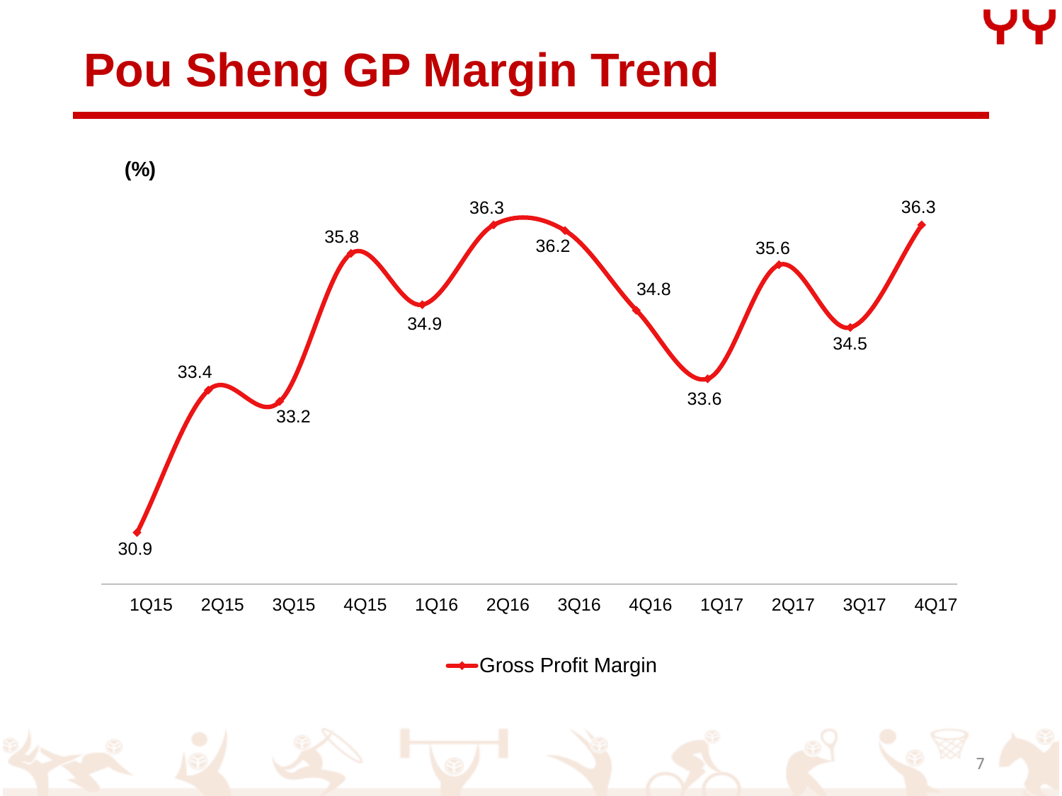# Pou Sheng GP Margin Trend

(%)

| Quarter | Gross Profit Margin |
|---|---|
| 1Q15 | 30.9 |
| 2Q15 | 33.4 |
| 3Q15 | 33.2 |
| 4Q15 | 35.8 |
| 1Q16 | 34.9 |
| 2Q16 | 36.3 |
| 3Q16 | 36.2 |
| 4Q16 | 34.8 |
| 1Q17 | 33.6 |
| 2Q17 | 35.6 |
| 3Q17 | 34.5 |
| 4Q17 | 36.3 |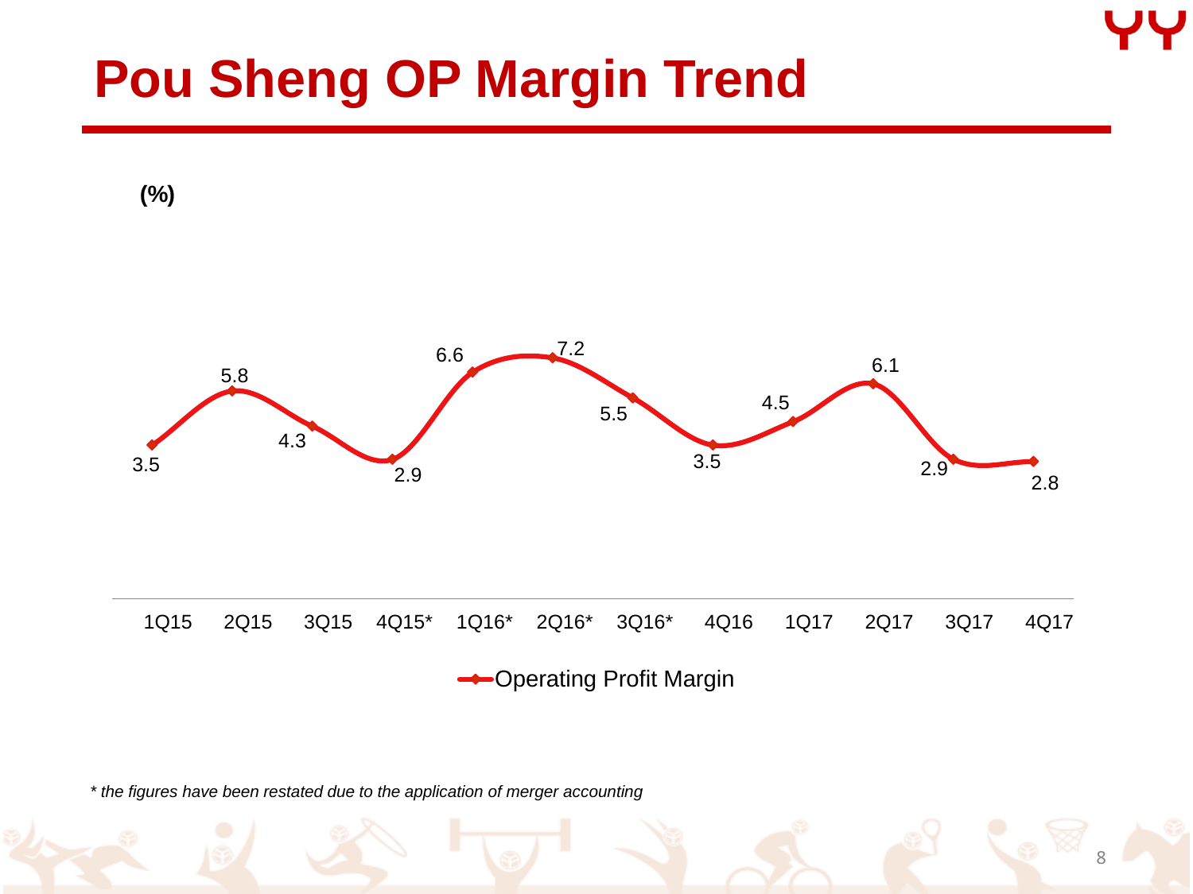# Pou Sheng OP Margin Trend

(%)

| | 1Q15 | 2Q15 | 3Q15 | 4Q15* | 1Q16* | 2Q16* | 3Q16* | 4Q16 | 1Q17 | 2Q17 | 3Q17 | 4Q17 |
|---|---|---|---|---|---|---|---|---|---|---|---|---|
| Operating Profit Margin | 3.5 | 5.8 | 4.3 | 2.9 | 6.6 | 7.2 | 5.5 | 3.5 | 4.5 | 6.1 | 2.9 | 2.8 |

*\* the figures have been restated due to the application of merger accounting*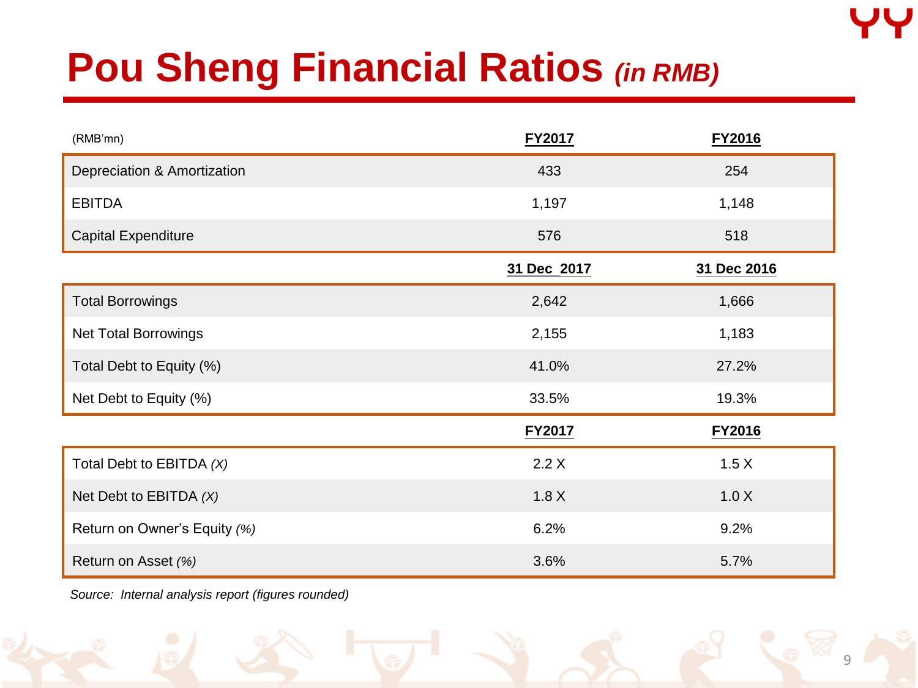# Pou Sheng Financial Ratios *(in RMB)*

| (RMB'mn) | FY2017 | FY2016 |
|---|---|---|
| Depreciation & Amortization | 433 | 254 |
| EBITDA | 1,197 | 1,148 |
| Capital Expenditure | 576 | 518 |
| | **31 Dec 2017** | **31 Dec 2016** |
| Total Borrowings | 2,642 | 1,666 |
| Net Total Borrowings | 2,155 | 1,183 |
| Total Debt to Equity (%) | 41.0% | 27.2% |
| Net Debt to Equity (%) | 33.5% | 19.3% |
| | **FY2017** | **FY2016** |
| Total Debt to EBITDA *(X)* | 2.2 X | 1.5 X |
| Net Debt to EBITDA *(X)* | 1.8 X | 1.0 X |
| Return on Owner's Equity *(%)* | 6.2% | 9.2% |
| Return on Asset *(%)* | 3.6% | 5.7% |

*Source: Internal analysis report (figures rounded)*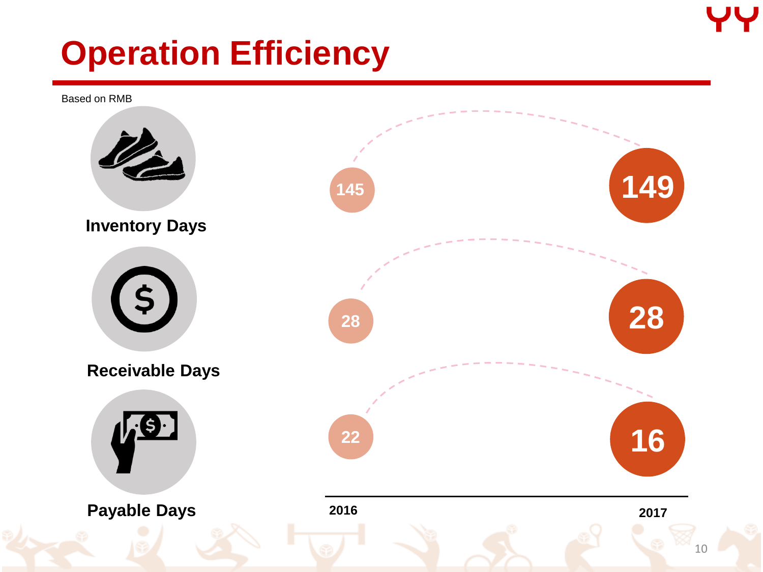# Operation Efficiency

Based on RMB

| | 2016 | 2017 |
|---|---|---|
| Inventory Days | 145 | 149 |
| Receivable Days | 28 | 28 |
| Payable Days | 22 | 16 |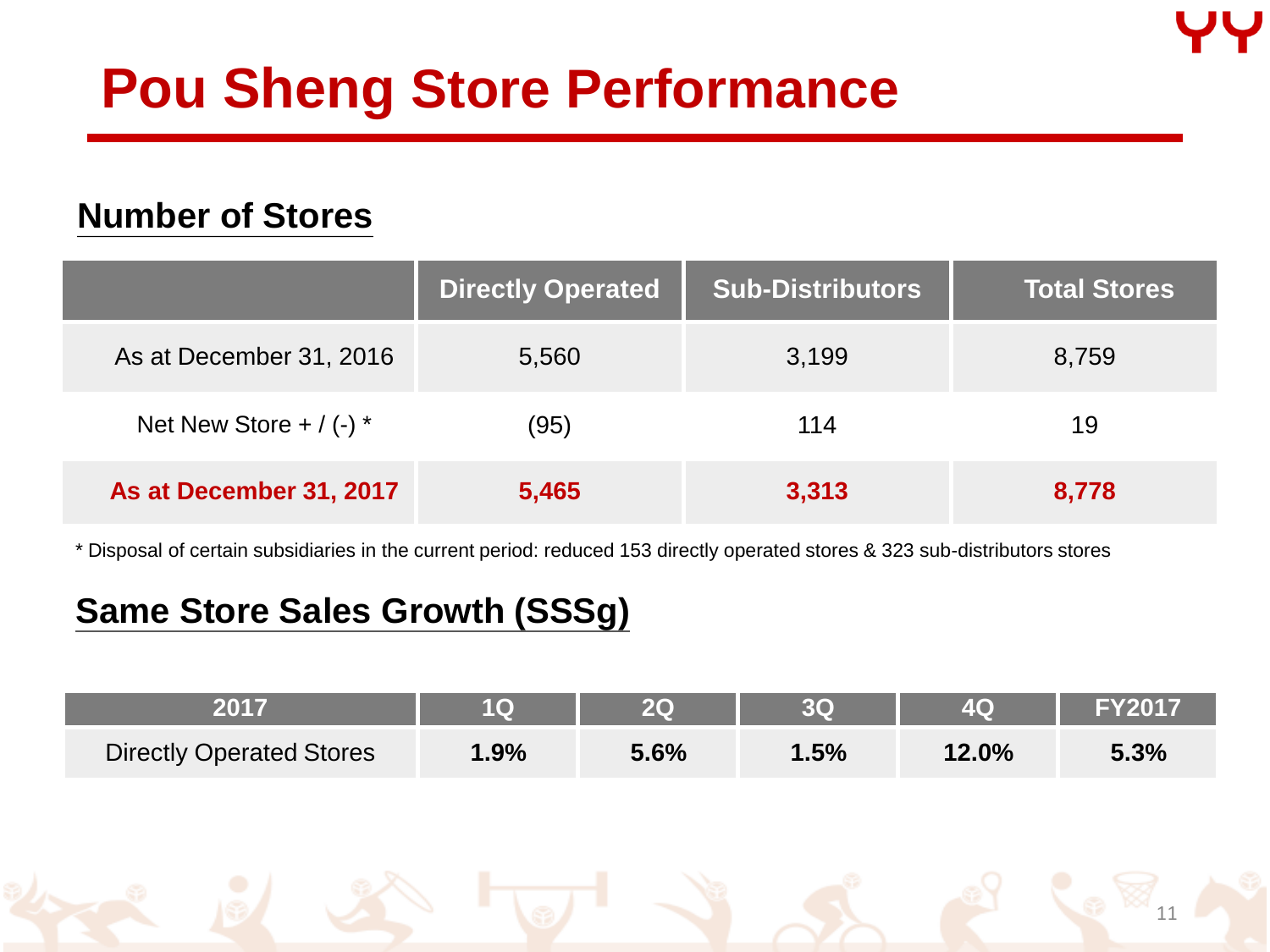# Pou Sheng Store Performance

## Number of Stores

| | Directly Operated | Sub-Distributors | Total Stores |
|---|---|---|---|
| As at December 31, 2016 | 5,560 | 3,199 | 8,759 |
| Net New Store + / (-) * | (95) | 114 | 19 |
| **As at December 31, 2017** | **5,465** | **3,313** | **8,778** |

* Disposal of certain subsidiaries in the current period: reduced 153 directly operated stores & 323 sub-distributors stores

## Same Store Sales Growth (SSSg)

| 2017 | 1Q | 2Q | 3Q | 4Q | FY2017 |
|---|---|---|---|---|---|
| Directly Operated Stores | **1.9%** | **5.6%** | **1.5%** | **12.0%** | **5.3%** |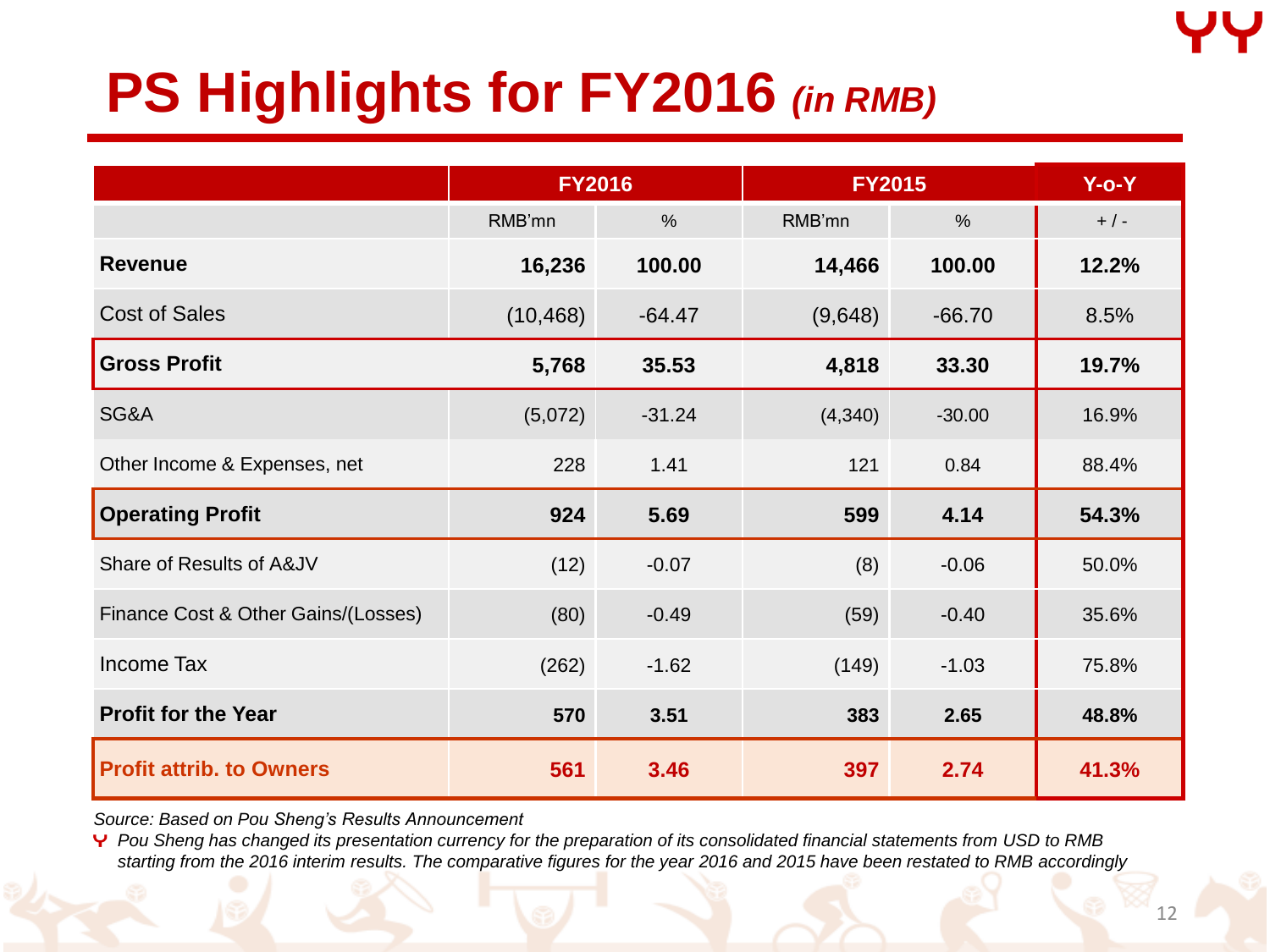# PS Highlights for FY2016 *(in RMB)*

| | FY2016 | | FY2015 | | Y-o-Y |
|---|---|---|---|---|---|
| | RMB'mn | % | RMB'mn | % | + / - |
| **Revenue** | **16,236** | **100.00** | **14,466** | **100.00** | **12.2%** |
| Cost of Sales | (10,468) | -64.47 | (9,648) | -66.70 | 8.5% |
| **Gross Profit** | **5,768** | **35.53** | **4,818** | **33.30** | **19.7%** |
| SG&A | (5,072) | -31.24 | (4,340) | -30.00 | 16.9% |
| Other Income & Expenses, net | 228 | 1.41 | 121 | 0.84 | 88.4% |
| **Operating Profit** | **924** | **5.69** | **599** | **4.14** | **54.3%** |
| Share of Results of A&JV | (12) | -0.07 | (8) | -0.06 | 50.0% |
| Finance Cost & Other Gains/(Losses) | (80) | -0.49 | (59) | -0.40 | 35.6% |
| Income Tax | (262) | -1.62 | (149) | -1.03 | 75.8% |
| **Profit for the Year** | **570** | **3.51** | **383** | **2.65** | **48.8%** |
| **Profit attrib. to Owners** | **561** | **3.46** | **397** | **2.74** | **41.3%** |

*Source: Based on Pou Sheng's Results Announcement*

- *Pou Sheng has changed its presentation currency for the preparation of its consolidated financial statements from USD to RMB starting from the 2016 interim results. The comparative figures for the year 2016 and 2015 have been restated to RMB accordingly*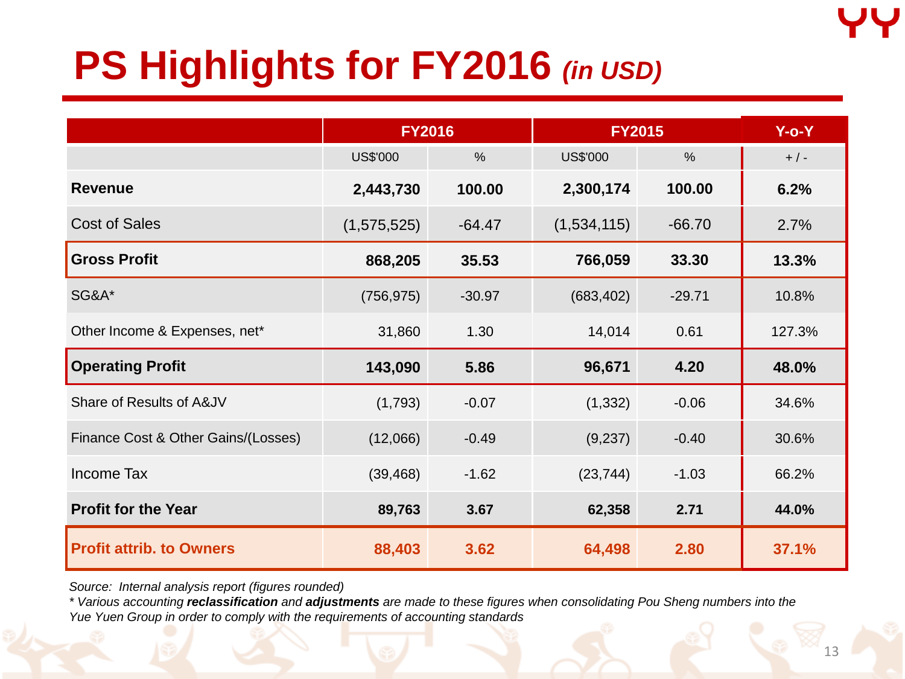# PS Highlights for FY2016 *(in USD)*

| | FY2016 | | FY2015 | | Y-o-Y |
|---|---|---|---|---|---|
| | US$'000 | % | US$'000 | % | + / - |
| **Revenue** | **2,443,730** | **100.00** | **2,300,174** | **100.00** | **6.2%** |
| Cost of Sales | (1,575,525) | -64.47 | (1,534,115) | -66.70 | 2.7% |
| **Gross Profit** | **868,205** | **35.53** | **766,059** | **33.30** | **13.3%** |
| SG&A* | (756,975) | -30.97 | (683,402) | -29.71 | 10.8% |
| Other Income & Expenses, net* | 31,860 | 1.30 | 14,014 | 0.61 | 127.3% |
| **Operating Profit** | **143,090** | **5.86** | **96,671** | **4.20** | **48.0%** |
| Share of Results of A&JV | (1,793) | -0.07 | (1,332) | -0.06 | 34.6% |
| Finance Cost & Other Gains/(Losses) | (12,066) | -0.49 | (9,237) | -0.40 | 30.6% |
| Income Tax | (39,468) | -1.62 | (23,744) | -1.03 | 66.2% |
| **Profit for the Year** | **89,763** | **3.67** | **62,358** | **2.71** | **44.0%** |
| **Profit attrib. to Owners** | **88,403** | **3.62** | **64,498** | **2.80** | **37.1%** |

*Source: Internal analysis report (figures rounded)*

*\* Various accounting **reclassification** and **adjustments** are made to these figures when consolidating Pou Sheng numbers into the Yue Yuen Group in order to comply with the requirements of accounting standards*